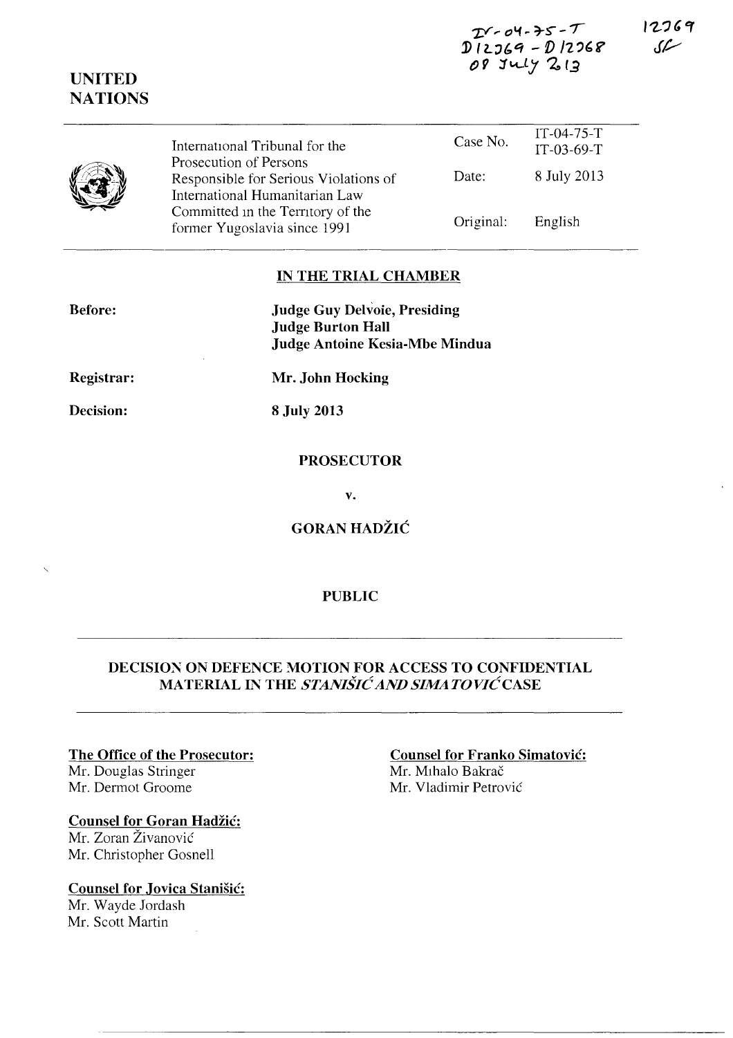IT-04-75-T
D12269 - D12268
08 July 2013

12269
SF

# UNITED NATIONS

| | | |
|---|---|---|
| International Tribunal for the Prosecution of Persons Responsible for Serious Violations of International Humanitarian Law Committed in the Territory of the former Yugoslavia since 1991 | Case No. | IT-04-75-T<br>IT-03-69-T |
| | Date: | 8 July 2013 |
| | Original: | English |

## IN THE TRIAL CHAMBER

**Before:** **Judge Guy Delvoie, Presiding**
**Judge Burton Hall**
**Judge Antoine Kesia-Mbe Mindua**

**Registrar:** **Mr. John Hocking**

**Decision:** **8 July 2013**

**PROSECUTOR**

**v.**

**GORAN HADŽIĆ**

**PUBLIC**

## DECISION ON DEFENCE MOTION FOR ACCESS TO CONFIDENTIAL MATERIAL IN THE *STANIŠIĆ AND SIMATOVIĆ* CASE

**The Office of the Prosecutor:**
Mr. Douglas Stringer
Mr. Dermot Groome

**Counsel for Goran Hadžić:**
Mr. Zoran Živanović
Mr. Christopher Gosnell

**Counsel for Jovica Stanišić:**
Mr. Wayde Jordash
Mr. Scott Martin

**Counsel for Franko Simatović:**
Mr. Mihalo Bakrač
Mr. Vladimir Petrović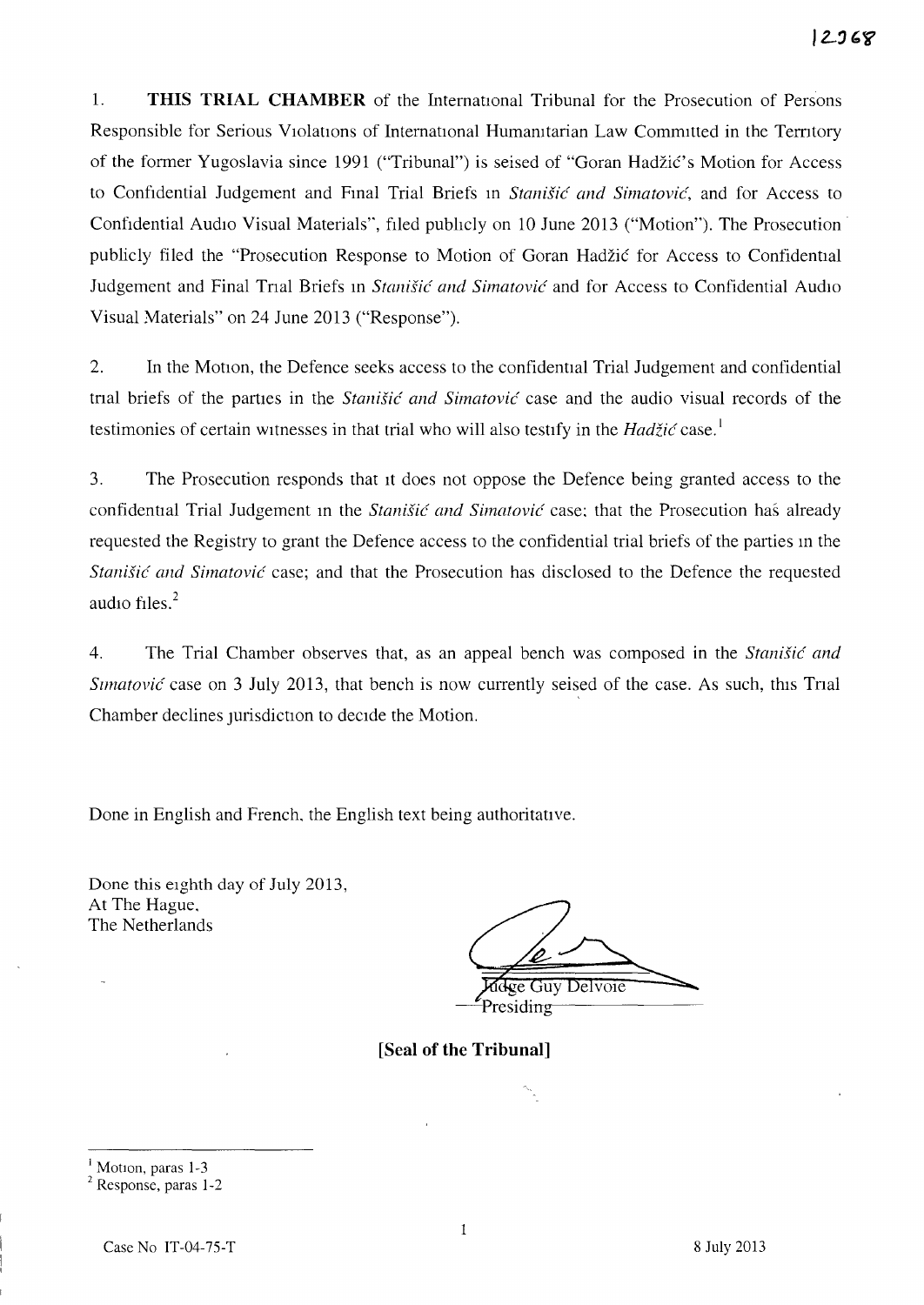1. **THIS TRIAL CHAMBER** of the International Tribunal for the Prosecution of Persons Responsible for Serious Violations of International Humanitarian Law Committed in the Territory of the former Yugoslavia since 1991 ("Tribunal") is seised of "Goran Hadžić's Motion for Access to Confidential Judgement and Final Trial Briefs in *Stanišić and Simatović*, and for Access to Confidential Audio Visual Materials", filed publicly on 10 June 2013 ("Motion"). The Prosecution publicly filed the "Prosecution Response to Motion of Goran Hadžić for Access to Confidential Judgement and Final Trial Briefs in *Stanišić and Simatović* and for Access to Confidential Audio Visual Materials" on 24 June 2013 ("Response").

2. In the Motion, the Defence seeks access to the confidential Trial Judgement and confidential trial briefs of the parties in the *Stanišić and Simatović* case and the audio visual records of the testimonies of certain witnesses in that trial who will also testify in the *Hadžić* case.[1]

3. The Prosecution responds that it does not oppose the Defence being granted access to the confidential Trial Judgement in the *Stanišić and Simatović* case; that the Prosecution has already requested the Registry to grant the Defence access to the confidential trial briefs of the parties in the *Stanišić and Simatović* case; and that the Prosecution has disclosed to the Defence the requested audio files.[2]

4. The Trial Chamber observes that, as an appeal bench was composed in the *Stanišić and Simatović* case on 3 July 2013, that bench is now currently seised of the case. As such, this Trial Chamber declines jurisdiction to decide the Motion.

Done in English and French, the English text being authoritative.

Done this eighth day of July 2013,
At The Hague,
The Netherlands

Judge Guy Delvoie
Presiding

**[Seal of the Tribunal]**

---

[1] Motion, paras 1-3

[2] Response, paras 1-2